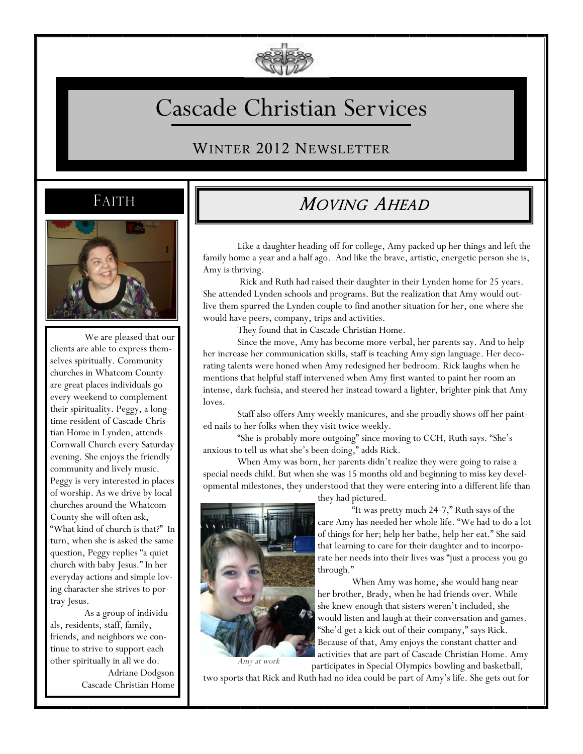# Cascade Christian Services

## Winter 2012 Newsletter

## Faith

We are pleased that our clients are able to express themselves spiritually. Community churches in Whatcom County are great places individuals go every weekend to complement their spirituality. Peggy, a long-time resident of Cascade Christian Home in Lynden, attends Cornwall Church every Saturday evening. She enjoys the friendly community and lively music. Peggy is very interested in places of worship. As we drive by local churches around the Whatcom County she will often ask, "What kind of church is that?" In turn, when she is asked the same question, Peggy replies "a quiet church with baby Jesus." In her everyday actions and simple loving character she strives to portray Jesus.

As a group of individuals, residents, staff, family, friends, and neighbors we continue to strive to support each other spiritually in all we do.

Adriane Dodgson
Cascade Christian Home

## *Moving Ahead*

Like a daughter heading off for college, Amy packed up her things and left the family home a year and a half ago. And like the brave, artistic, energetic person she is, Amy is thriving.

Rick and Ruth had raised their daughter in their Lynden home for 25 years. She attended Lynden schools and programs. But the realization that Amy would outlive them spurred the Lynden couple to find another situation for her, one where she would have peers, company, trips and activities.

They found that in Cascade Christian Home.

Since the move, Amy has become more verbal, her parents say. And to help her increase her communication skills, staff is teaching Amy sign language. Her decorating talents were honed when Amy redesigned her bedroom. Rick laughs when he mentions that helpful staff intervened when Amy first wanted to paint her room an intense, dark fuchsia, and steered her instead toward a lighter, brighter pink that Amy loves.

Staff also offers Amy weekly manicures, and she proudly shows off her painted nails to her folks when they visit twice weekly.

"She is probably more outgoing" since moving to CCH, Ruth says. "She's anxious to tell us what she's been doing," adds Rick.

When Amy was born, her parents didn't realize they were going to raise a special needs child. But when she was 15 months old and beginning to miss key developmental milestones, they understood that they were entering into a different life than they had pictured.

"It was pretty much 24-7," Ruth says of the care Amy has needed her whole life. "We had to do a lot of things for her; help her bathe, help her eat." She said that learning to care for their daughter and to incorporate her needs into their lives was "just a process you go through."

*Amy at work*

When Amy was home, she would hang near her brother, Brady, when he had friends over. While she knew enough that sisters weren't included, she would listen and laugh at their conversation and games. "She'd get a kick out of their company," says Rick. Because of that, Amy enjoys the constant chatter and activities that are part of Cascade Christian Home. Amy participates in Special Olympics bowling and basketball, two sports that Rick and Ruth had no idea could be part of Amy's life. She gets out for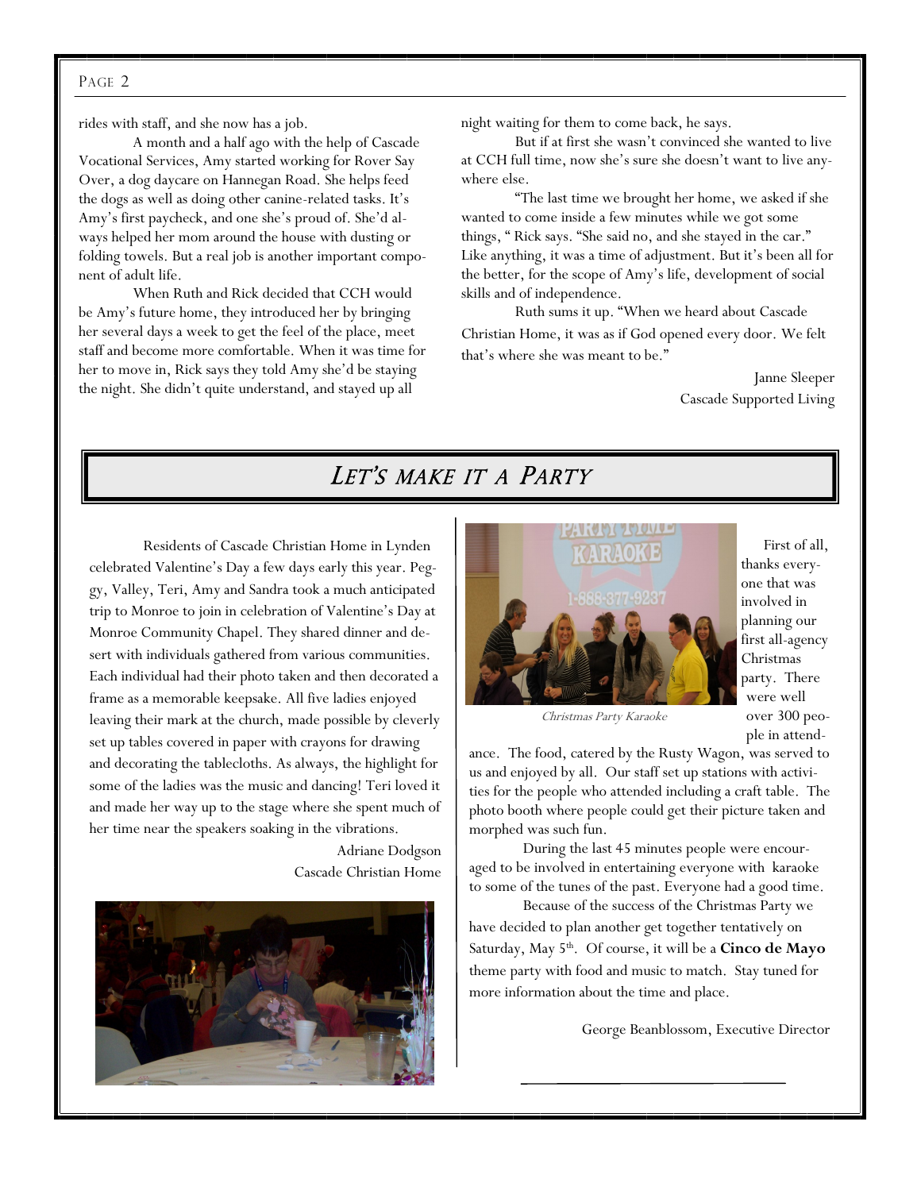rides with staff, and she now has a job.

A month and a half ago with the help of Cascade Vocational Services, Amy started working for Rover Say Over, a dog daycare on Hannegan Road. She helps feed the dogs as well as doing other canine-related tasks. It's Amy's first paycheck, and one she's proud of. She'd always helped her mom around the house with dusting or folding towels. But a real job is another important component of adult life.

When Ruth and Rick decided that CCH would be Amy's future home, they introduced her by bringing her several days a week to get the feel of the place, meet staff and become more comfortable. When it was time for her to move in, Rick says they told Amy she'd be staying the night. She didn't quite understand, and stayed up all night waiting for them to come back, he says.

But if at first she wasn't convinced she wanted to live at CCH full time, now she's sure she doesn't want to live anywhere else.

"The last time we brought her home, we asked if she wanted to come inside a few minutes while we got some things, " Rick says. "She said no, and she stayed in the car." Like anything, it was a time of adjustment. But it's been all for the better, for the scope of Amy's life, development of social skills and of independence.

Ruth sums it up. "When we heard about Cascade Christian Home, it was as if God opened every door. We felt that's where she was meant to be."

Janne Sleeper
Cascade Supported Living

## *Let's make it a Party*

Residents of Cascade Christian Home in Lynden celebrated Valentine's Day a few days early this year. Peggy, Valley, Teri, Amy and Sandra took a much anticipated trip to Monroe to join in celebration of Valentine's Day at Monroe Community Chapel. They shared dinner and desert with individuals gathered from various communities. Each individual had their photo taken and then decorated a frame as a memorable keepsake. All five ladies enjoyed leaving their mark at the church, made possible by cleverly set up tables covered in paper with crayons for drawing and decorating the tablecloths. As always, the highlight for some of the ladies was the music and dancing! Teri loved it and made her way up to the stage where she spent much of her time near the speakers soaking in the vibrations.

Adriane Dodgson
Cascade Christian Home

*Christmas Party Karaoke*

First of all, thanks everyone that was involved in planning our first all-agency Christmas party. There were well over 300 people in attendance. The food, catered by the Rusty Wagon, was served to us and enjoyed by all. Our staff set up stations with activities for the people who attended including a craft table. The photo booth where people could get their picture taken and morphed was such fun.

During the last 45 minutes people were encouraged to be involved in entertaining everyone with karaoke to some of the tunes of the past. Everyone had a good time.

Because of the success of the Christmas Party we have decided to plan another get together tentatively on Saturday, May 5th. Of course, it will be a **Cinco de Mayo** theme party with food and music to match. Stay tuned for more information about the time and place.

George Beanblossom, Executive Director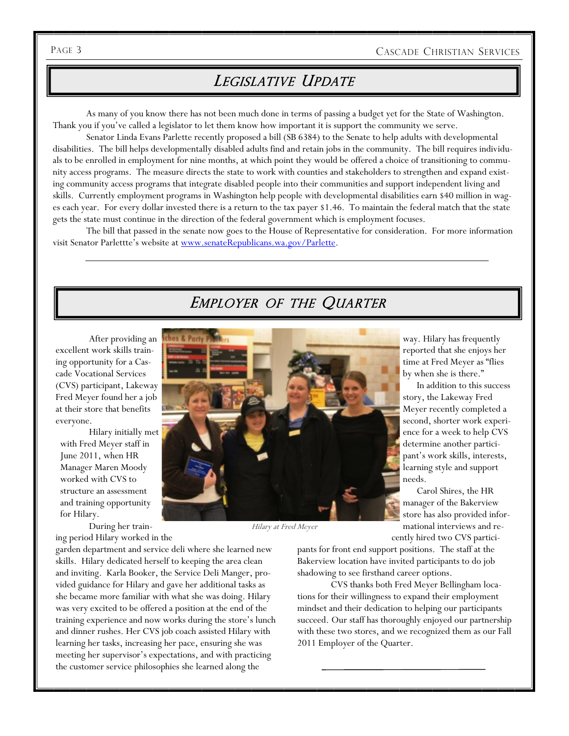## *Legislative Update*

As many of you know there has not been much done in terms of passing a budget yet for the State of Washington. Thank you if you've called a legislator to let them know how important it is support the community we serve.

Senator Linda Evans Parlette recently proposed a bill (SB 6384) to the Senate to help adults with developmental disabilities. The bill helps developmentally disabled adults find and retain jobs in the community. The bill requires individuals to be enrolled in employment for nine months, at which point they would be offered a choice of transitioning to community access programs. The measure directs the state to work with counties and stakeholders to strengthen and expand existing community access programs that integrate disabled people into their communities and support independent living and skills. Currently employment programs in Washington help people with developmental disabilities earn $40 million in wages each year. For every dollar invested there is a return to the tax payer $1.46. To maintain the federal match that the state gets the state must continue in the direction of the federal government which is employment focuses.

The bill that passed in the senate now goes to the House of Representative for consideration. For more information visit Senator Parlettte's website at www.senateRepublicans.wa.gov/Parlette.

## *Employer of the Quarter*

After providing an excellent work skills training opportunity for a Cascade Vocational Services (CVS) participant, Lakeway Fred Meyer found her a job at their store that benefits everyone.

Hilary initially met with Fred Meyer staff in June 2011, when HR Manager Maren Moody worked with CVS to structure an assessment and training opportunity for Hilary.

During her training period Hilary worked in the garden department and service deli where she learned new skills. Hilary dedicated herself to keeping the area clean and inviting. Karla Booker, the Service Deli Manger, provided guidance for Hilary and gave her additional tasks as she became more familiar with what she was doing. Hilary was very excited to be offered a position at the end of the training experience and now works during the store's lunch and dinner rushes. Her CVS job coach assisted Hilary with learning her tasks, increasing her pace, ensuring she was meeting her supervisor's expectations, and with practicing the customer service philosophies she learned along the way. Hilary has frequently reported that she enjoys her time at Fred Meyer as "flies by when she is there."

*Hilary at Fred Meyer*

In addition to this success story, the Lakeway Fred Meyer recently completed a second, shorter work experience for a week to help CVS determine another participant's work skills, interests, learning style and support needs.

Carol Shires, the HR manager of the Bakerview store has also provided informational interviews and recently hired two CVS participants for front end support positions. The staff at the Bakerview location have invited participants to do job shadowing to see firsthand career options.

CVS thanks both Fred Meyer Bellingham locations for their willingness to expand their employment mindset and their dedication to helping our participants succeed. Our staff has thoroughly enjoyed our partnership with these two stores, and we recognized them as our Fall 2011 Employer of the Quarter.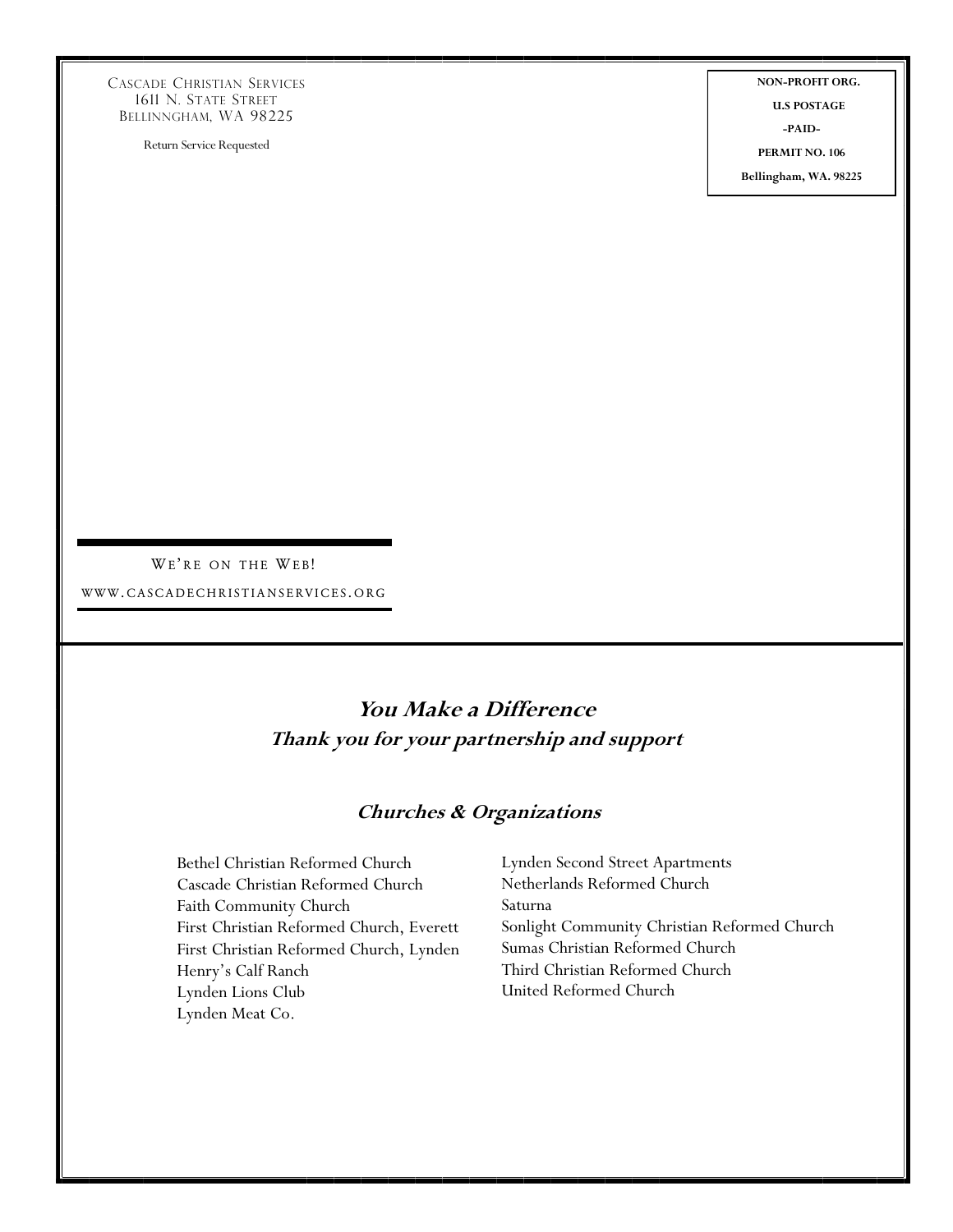CASCADE CHRISTIAN SERVICES
1611 N. STATE STREET
BELLINNGHAM, WA 98225

Return Service Requested

NON-PROFIT ORG.
U.S POSTAGE
-PAID-
PERMIT NO. 106
Bellingham, WA. 98225

WE'RE ON THE WEB!

WWW.CASCADECHRISTIANSERVICES.ORG

## *You Make a Difference*

### *Thank you for your partnership and support*

### *Churches & Organizations*

Bethel Christian Reformed Church
Cascade Christian Reformed Church
Faith Community Church
First Christian Reformed Church, Everett
First Christian Reformed Church, Lynden
Henry's Calf Ranch
Lynden Lions Club
Lynden Meat Co.
Lynden Second Street Apartments
Netherlands Reformed Church
Saturna
Sonlight Community Christian Reformed Church
Sumas Christian Reformed Church
Third Christian Reformed Church
United Reformed Church